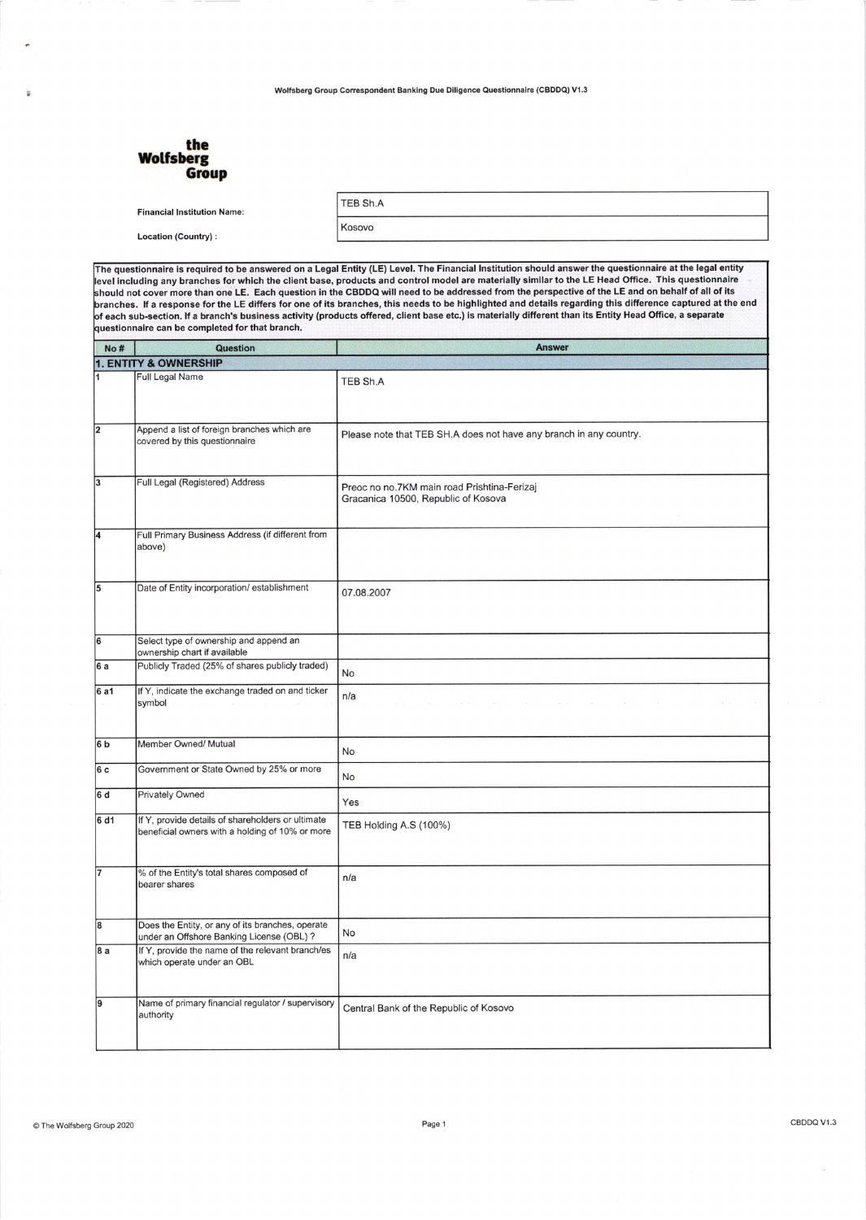Wolfsberg Group Correspondent Banking Due Diligence Questionnaire (CBDDQ) V1.3

**the Wolfsberg Group**

| | |
|---|---|
| Financial Institution Name: | TEB Sh.A |
| Location (Country) : | Kosovo |

**The questionnaire is required to be answered on a Legal Entity (LE) Level. The Financial Institution should answer the questionnaire at the legal entity level including any branches for which the client base, products and control model are materially similar to the LE Head Office. This questionnaire should not cover more than one LE. Each question in the CBDDQ will need to be addressed from the perspective of the LE and on behalf of all of its branches. If a response for the LE differs for one of its branches, this needs to be highlighted and details regarding this difference captured at the end of each sub-section. If a branch's business activity (products offered, client base etc.) is materially different than its Entity Head Office, a separate questionnaire can be completed for that branch.**

| No # | Question | Answer |
|---|---|---|
| **1. ENTITY & OWNERSHIP** | | |
| 1 | Full Legal Name | TEB Sh.A |
| 2 | Append a list of foreign branches which are covered by this questionnaire | Please note that TEB SH.A does not have any branch in any country. |
| 3 | Full Legal (Registered) Address | Preoc no no.7KM main road Prishtina-Ferizaj Gracanica 10500, Republic of Kosova |
| 4 | Full Primary Business Address (if different from above) | |
| 5 | Date of Entity incorporation/ establishment | 07.08.2007 |
| 6 | Select type of ownership and append an ownership chart if available | |
| 6 a | Publicly Traded (25% of shares publicly traded) | No |
| 6 a1 | If Y, indicate the exchange traded on and ticker symbol | n/a |
| 6 b | Member Owned/ Mutual | No |
| 6 c | Government or State Owned by 25% or more | No |
| 6 d | Privately Owned | Yes |
| 6 d1 | If Y, provide details of shareholders or ultimate beneficial owners with a holding of 10% or more | TEB Holding A.S (100%) |
| 7 | % of the Entity's total shares composed of bearer shares | n/a |
| 8 | Does the Entity, or any of its branches, operate under an Offshore Banking License (OBL) ? | No |
| 8 a | If Y, provide the name of the relevant branch/es which operate under an OBL | n/a |
| 9 | Name of primary financial regulator / supervisory authority | Central Bank of the Republic of Kosovo |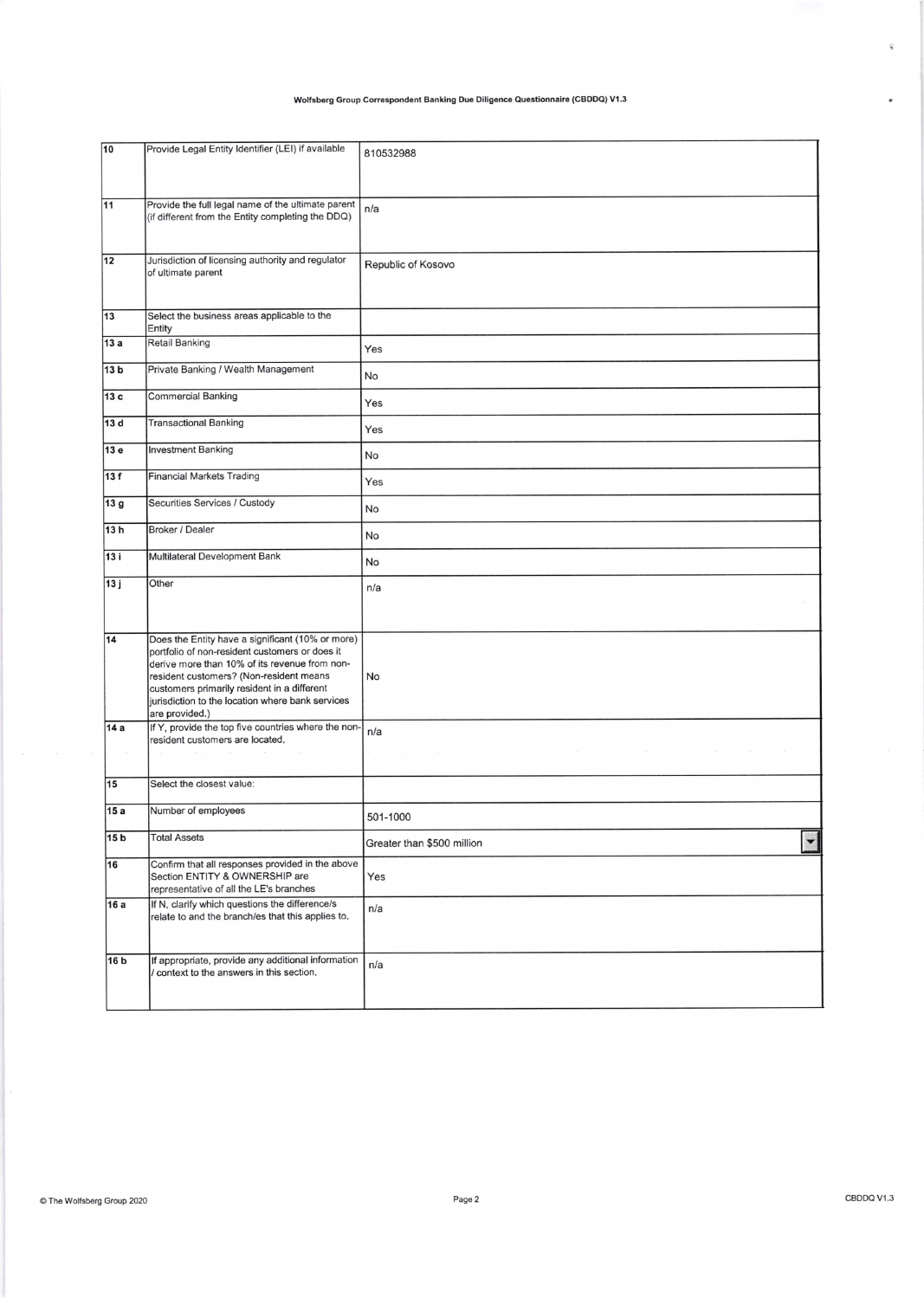| | | |
|---|---|---|
| 10 | Provide Legal Entity Identifier (LEI) if available | 810532988 |
| 11 | Provide the full legal name of the ultimate parent (if different from the Entity completing the DDQ) | n/a |
| 12 | Jurisdiction of licensing authority and regulator of ultimate parent | Republic of Kosovo |
| 13 | Select the business areas applicable to the Entity | |
| 13 a | Retail Banking | Yes |
| 13 b | Private Banking / Wealth Management | No |
| 13 c | Commercial Banking | Yes |
| 13 d | Transactional Banking | Yes |
| 13 e | Investment Banking | No |
| 13 f | Financial Markets Trading | Yes |
| 13 g | Securities Services / Custody | No |
| 13 h | Broker / Dealer | No |
| 13 i | Multilateral Development Bank | No |
| 13 j | Other | n/a |
| 14 | Does the Entity have a significant (10% or more) portfolio of non-resident customers or does it derive more than 10% of its revenue from non-resident customers? (Non-resident means customers primarily resident in a different jurisdiction to the location where bank services are provided.) | No |
| 14 a | If Y, provide the top five countries where the non-resident customers are located. | n/a |
| 15 | Select the closest value: | |
| 15 a | Number of employees | 501-1000 |
| 15 b | Total Assets | Greater than $500 million |
| 16 | Confirm that all responses provided in the above Section ENTITY & OWNERSHIP are representative of all the LE's branches | Yes |
| 16 a | If N, clarify which questions the difference/s relate to and the branch/es that this applies to. | n/a |
| 16 b | If appropriate, provide any additional information / context to the answers in this section. | n/a |